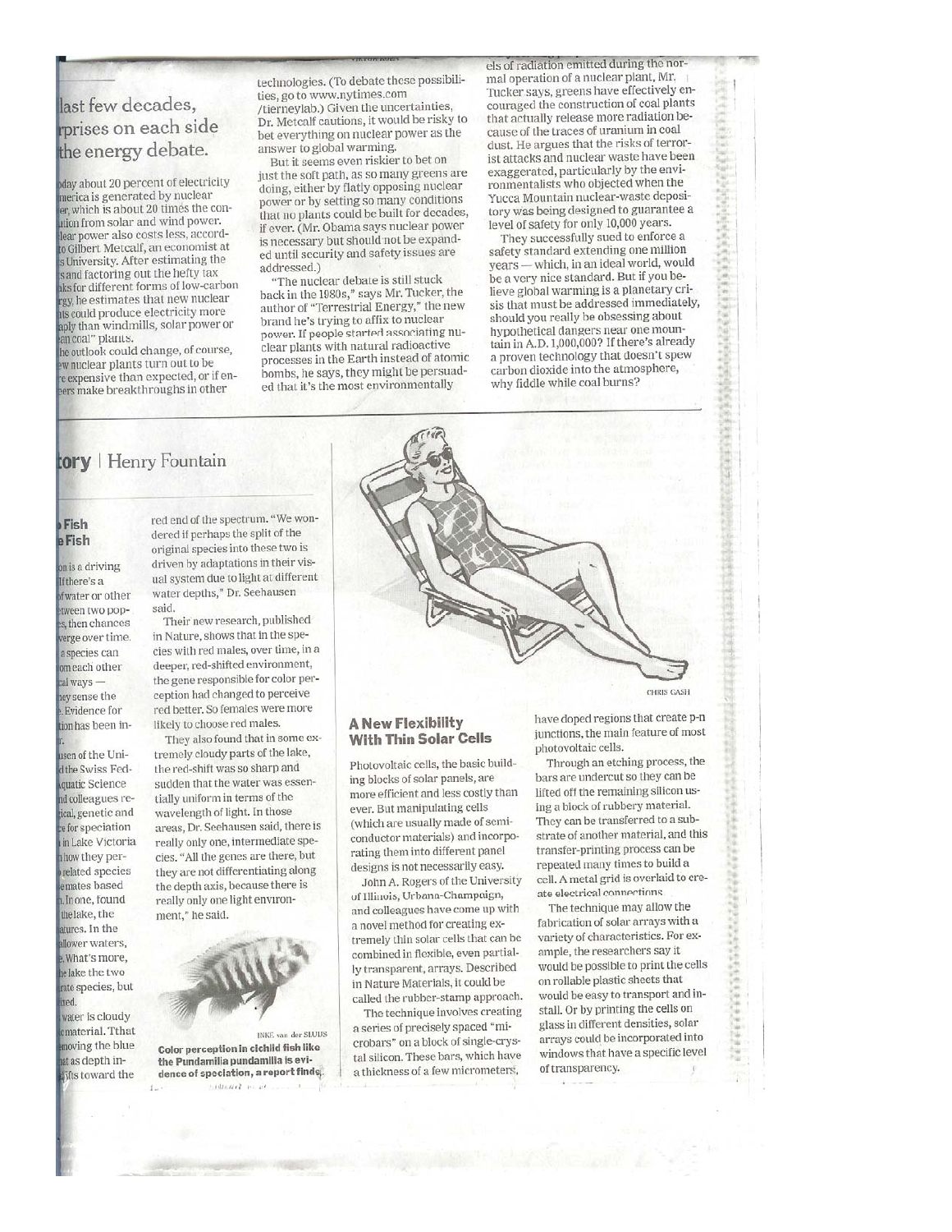last few decades, rprises on each side the energy debate.

oday about 20 percent of electricity merica is generated by nuclear er, which is about 20 times the con- ution from solar and wind power. lear power also costs less, accord- to Gilbert Metcalf, an economist at s University. After estimating the s and factoring out the hefty tax aks for different forms of low-carbon rgy, he estimates that new nuclear nts could produce electricity more aply than windmills, solar power or an coal" plants.

he outlook could change, of course, ew nuclear plants turn out to be re expensive than expected, or if en- eers make breakthroughs in other technologies. (To debate these possibili- ties, go to www.nytimes.com /tierneylab.) Given the uncertainties, Dr. Metcalf cautions, it would be risky to bet everything on nuclear power as the answer to global warming.

But it seems even riskier to bet on just the soft path, as so many greens are doing, either by flatly opposing nuclear power or by setting so many conditions that no plants could be built for decades, if ever. (Mr. Obama says nuclear power is necessary but should not be expand- ed until security and safety issues are addressed.)

"The nuclear debate is still stuck back in the 1980s," says Mr. Tucker, the author of "Terrestrial Energy," the new brand he's trying to affix to nuclear power. If people started associating nu- clear plants with natural radioactive processes in the Earth instead of atomic bombs, he says, they might be persuad- ed that it's the most environmentally

els of radiation emitted during the nor- mal operation of a nuclear plant, Mr. Tucker says, greens have effectively en- couraged the construction of coal plants that actually release more radiation be- cause of the traces of uranium in coal dust. He argues that the risks of terror- ist attacks and nuclear waste have been exaggerated, particularly by the envi- ronmentalists who objected when the Yucca Mountain nuclear-waste deposi- tory was being designed to guarantee a level of safety for only 10,000 years.

They successfully sued to enforce a safety standard extending one million years — which, in an ideal world, would be a very nice standard. But if you be- lieve global warming is a planetary cri- sis that must be addressed immediately, should you really be obsessing about hypothetical dangers near one moun- tain in A.D. 1,000,000? If there's already a proven technology that doesn't spew carbon dioxide into the atmosphere, why fiddle while coal burns?

---

## tory | Henry Fountain

### Fish e Fish

on is a driving If there's a of water or other etween two pop- es, then chances verge over time. a species can om each other cal ways — hey sense the . Evidence for tion has been in- r.

usen of the Uni- d the Swiss Fed- quatic Science nd colleagues re- tical, genetic and e for speciation in Lake Victoria how they per- related species e mates based . In one, found the lake, the atures. In the llower waters, . What's more, he lake the two rate species, but ited.

water is cloudy c material. That moving the blue st as depth in- ifts toward the red end of the spectrum. "We won- dered if perhaps the split of the original species into these two is driven by adaptations in their vis- ual system due to light at different water depths," Dr. Seehausen said.

Their new research, published in Nature, shows that in the spe- cies with red males, over time, in a deeper, red-shifted environment, the gene responsible for color per- ception had changed to perceive red better. So females were more likely to choose red males.

They also found that in some ex- tremely cloudy parts of the lake, the red-shift was so sharp and sudden that the water was essen- tially uniform in terms of the wavelength of light. In those areas, Dr. Seehausen said, there is really only one, intermediate spe- cies. "All the genes are there, but they are not differentiating along the depth axis, because there is really only one light environ- ment," he said.

INKE van der SLUIS

**Color perception in cichlid fish like the Pundamilia pundamilia is evi- dence of speciation, a report finds.**

CHRIS GASH

### A New Flexibility With Thin Solar Cells

Photovoltaic cells, the basic build- ing blocks of solar panels, are more efficient and less costly than ever. But manipulating cells (which are usually made of semi- conductor materials) and incorpo- rating them into different panel designs is not necessarily easy.

John A. Rogers of the University of Illinois, Urbana-Champaign, and colleagues have come up with a novel method for creating ex- tremely thin solar cells that can be combined in flexible, even partial- ly transparent, arrays. Described in Nature Materials, it could be called the rubber-stamp approach.

The technique involves creating a series of precisely spaced "mi- crobars" on a block of single-crys- tal silicon. These bars, which have a thickness of a few micrometers, have doped regions that create p-n junctions, the main feature of most photovoltaic cells.

Through an etching process, the bars are undercut so they can be lifted off the remaining silicon us- ing a block of rubbery material. They can be transferred to a sub- strate of another material, and this transfer-printing process can be repeated many times to build a cell. A metal grid is overlaid to cre- ate electrical connections.

The technique may allow the fabrication of solar arrays with a variety of characteristics. For ex- ample, the researchers say it would be possible to print the cells on rollable plastic sheets that would be easy to transport and in- stall. Or by printing the cells on glass in different densities, solar arrays could be incorporated into windows that have a specific level of transparency.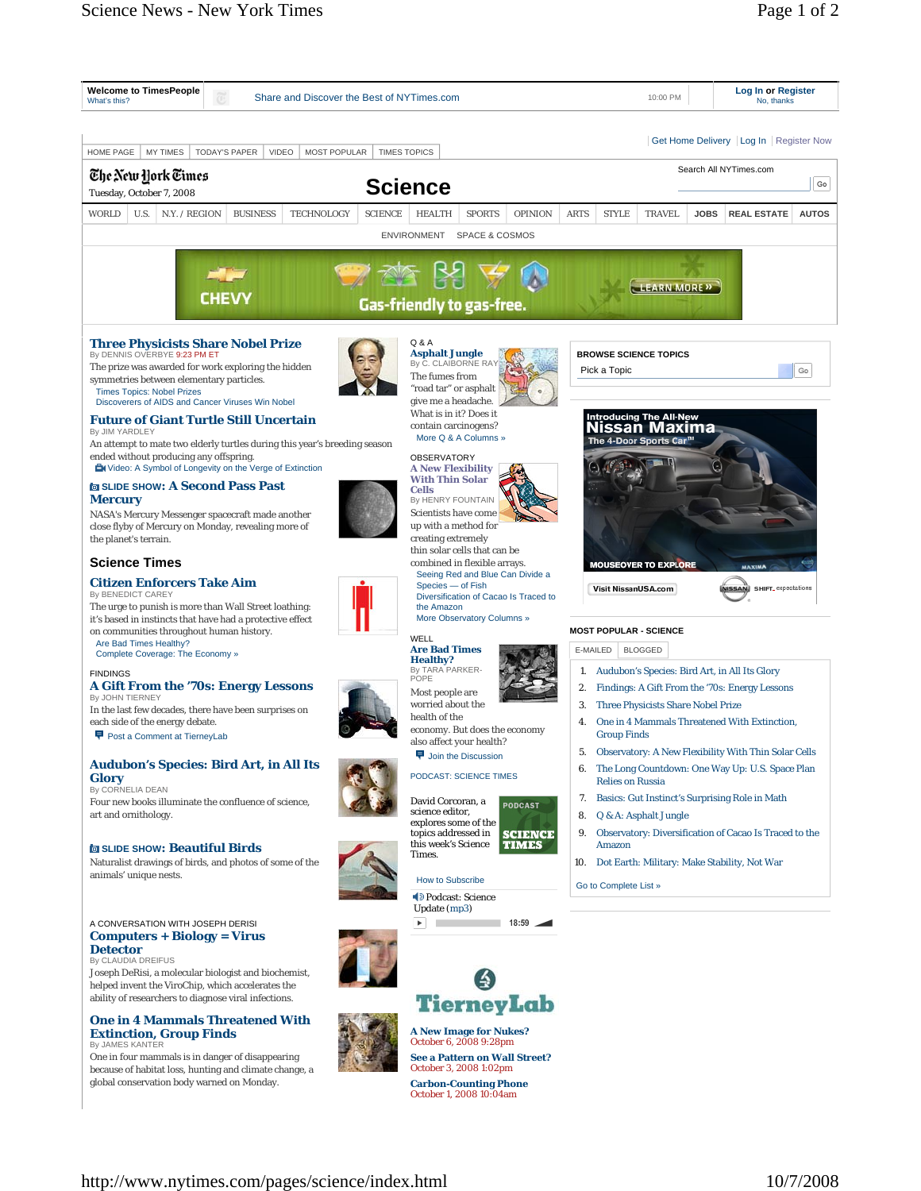Welcome to TimesPeople
What's this?

Share and Discover the Best of NYTimes.com

10:00 PM

Log In or Register
No, thanks

Get Home Delivery | Log In | Register Now

HOME PAGE | MY TIMES | TODAY'S PAPER | VIDEO | MOST POPULAR | TIMES TOPICS

The New York Times
Tuesday, October 7, 2008

# Science

Search All NYTimes.com

Go

WORLD | U.S. | N.Y. / REGION | BUSINESS | TECHNOLOGY | SCIENCE | HEALTH | SPORTS | OPINION | ARTS | STYLE | TRAVEL | JOBS | REAL ESTATE | AUTOS

ENVIRONMENT | SPACE & COSMOS

CHEVY Gas-friendly to gas-free. LEARN MORE »

## Three Physicists Share Nobel Prize
By DENNIS OVERBYE 9:23 PM ET

The prize was awarded for work exploring the hidden symmetries between elementary particles.

- Times Topics: Nobel Prizes
- Discoverers of AIDS and Cancer Viruses Win Nobel

## Future of Giant Turtle Still Uncertain
By JIM YARDLEY

An attempt to mate two elderly turtles during this year's breeding season ended without producing any offspring.

- Video: A Symbol of Longevity on the Verge of Extinction

## SLIDE SHOW: A Second Pass Past Mercury

NASA's Mercury Messenger spacecraft made another close flyby of Mercury on Monday, revealing more of the planet's terrain.

## Science Times

## Citizen Enforcers Take Aim
By BENEDICT CAREY

The urge to punish is more than Wall Street loathing: it's based in instincts that have had a protective effect on communities throughout human history.

- Are Bad Times Healthy?
- Complete Coverage: The Economy »

FINDINGS
## A Gift From the '70s: Energy Lessons
By JOHN TIERNEY

In the last few decades, there have been surprises on each side of the energy debate.

- Post a Comment at TierneyLab

## Audubon's Species: Bird Art, in All Its Glory
By CORNELIA DEAN

Four new books illuminate the confluence of science, art and ornithology.

## SLIDE SHOW: Beautiful Birds

Naturalist drawings of birds, and photos of some of the animals' unique nests.

A CONVERSATION WITH JOSEPH DERISI
## Computers + Biology = Virus Detector
By CLAUDIA DREIFUS

Joseph DeRisi, a molecular biologist and biochemist, helped invent the ViroChip, which accelerates the ability of researchers to diagnose viral infections.

## One in 4 Mammals Threatened With Extinction, Group Finds
By JAMES KANTER

One in four mammals is in danger of disappearing because of habitat loss, hunting and climate change, a global conservation body warned on Monday.

Q & A
## Asphalt Jungle
By C. CLAIBORNE RAY

The fumes from "road tar" or asphalt give me a headache. What is in it? Does it contain carcinogens?

- More Q & A Columns »

OBSERVATORY
## A New Flexibility With Thin Solar Cells
By HENRY FOUNTAIN

Scientists have come up with a method for creating extremely thin solar cells that can be combined in flexible arrays.

- Seeing Red and Blue Can Divide a Species — of Fish
- Diversification of Cacao Is Traced to the Amazon
- More Observatory Columns »

WELL
## Are Bad Times Healthy?
By TARA PARKER-POPE

Most people are worried about the health of the economy. But does the economy also affect your health?

- Join the Discussion

PODCAST: SCIENCE TIMES

David Corcoran, a science editor, explores some of the topics addressed in this week's Science Times.

PODCAST SCIENCE TIMES

- How to Subscribe

Podcast: Science Update (mp3)

18:59

TierneyLab

**A New Image for Nukes?**
October 6, 2008 9:28pm

**See a Pattern on Wall Street?**
October 3, 2008 1:02pm

**Carbon-Counting Phone**
October 1, 2008 10:04am

BROWSE SCIENCE TOPICS

Pick a Topic | Go

Introducing The All-New Nissan Maxima
The 4-Door Sports Car™
MOUSEOVER TO EXPLORE
Visit NissanUSA.com
NISSAN SHIFT_expectations

MOST POPULAR - SCIENCE

E-MAILED | BLOGGED

1. Audubon's Species: Bird Art, in All Its Glory
2. Findings: A Gift From the '70s: Energy Lessons
3. Three Physicists Share Nobel Prize
4. One in 4 Mammals Threatened With Extinction, Group Finds
5. Observatory: A New Flexibility With Thin Solar Cells
6. The Long Countdown: One Way Up: U.S. Space Plan Relies on Russia
7. Basics: Gut Instinct's Surprising Role in Math
8. Q & A: Asphalt Jungle
9. Observatory: Diversification of Cacao Is Traced to the Amazon
10. Dot Earth: Military: Make Stability, Not War

Go to Complete List »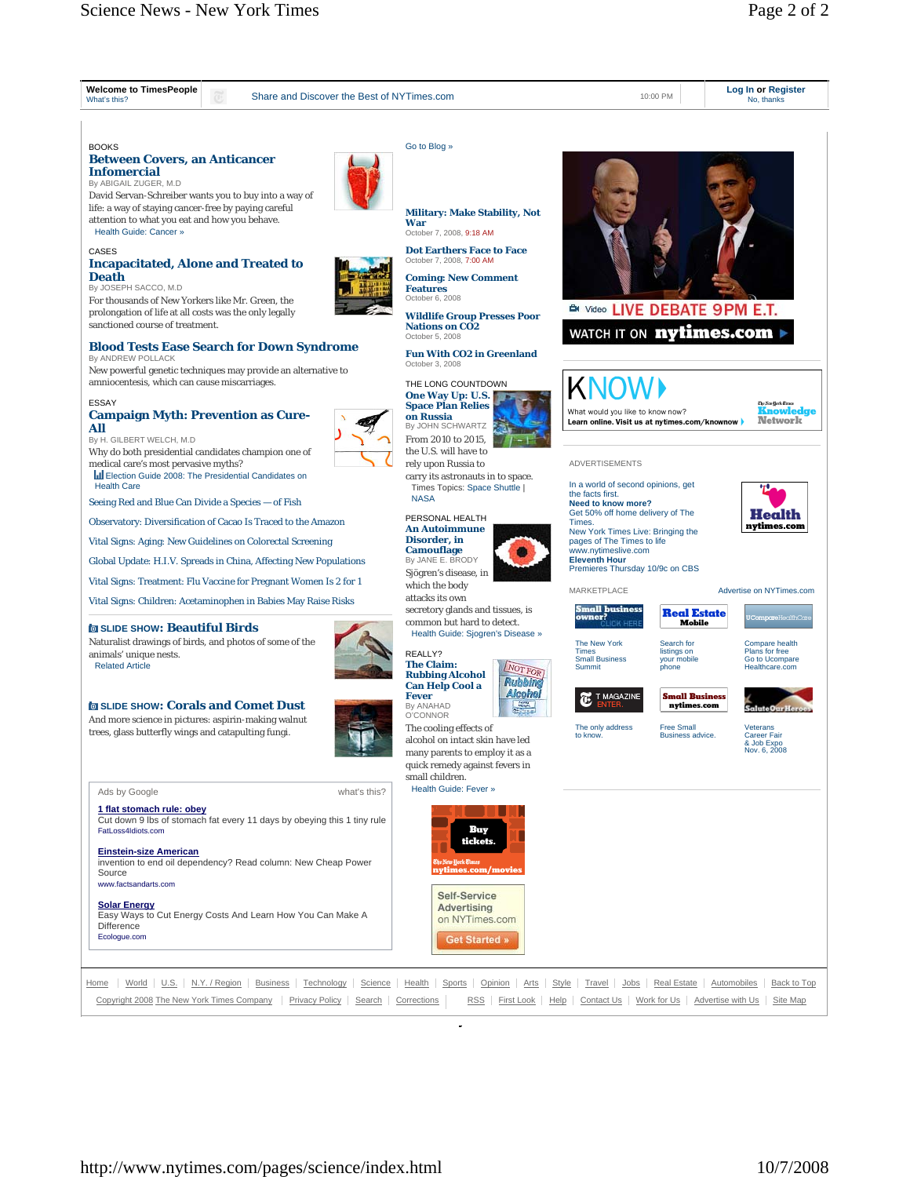Welcome to TimesPeople
What's this?

Share and Discover the Best of NYTimes.com

10:00 PM

Log In or Register
No, thanks

BOOKS

## Between Covers, an Anticancer Infomercial

By ABIGAIL ZUGER, M.D

David Servan-Schreiber wants you to buy into a way of life: a way of staying cancer-free by paying careful attention to what you eat and how you behave.

Health Guide: Cancer »

CASES

## Incapacitated, Alone and Treated to Death

By JOSEPH SACCO, M.D

For thousands of New Yorkers like Mr. Green, the prolongation of life at all costs was the only legally sanctioned course of treatment.

## Blood Tests Ease Search for Down Syndrome

By ANDREW POLLACK

New powerful genetic techniques may provide an alternative to amniocentesis, which can cause miscarriages.

ESSAY

## Campaign Myth: Prevention as Cure-All

By H. GILBERT WELCH, M.D

Why do both presidential candidates champion one of medical care's most pervasive myths?

Election Guide 2008: The Presidential Candidates on Health Care

Seeing Red and Blue Can Divide a Species — of Fish

Observatory: Diversification of Cacao Is Traced to the Amazon

Vital Signs: Aging: New Guidelines on Colorectal Screening

Global Update: H.I.V. Spreads in China, Affecting New Populations

Vital Signs: Treatment: Flu Vaccine for Pregnant Women Is 2 for 1

Vital Signs: Children: Acetaminophen in Babies May Raise Risks

## SLIDE SHOW: Beautiful Birds

Naturalist drawings of birds, and photos of some of the animals' unique nests.

Related Article

## SLIDE SHOW: Corals and Comet Dust

And more science in pictures: aspirin-making walnut trees, glass butterfly wings and catapulting fungi.

Ads by Google — what's this?

**1 flat stomach rule: obey**
Cut down 9 lbs of stomach fat every 11 days by obeying this 1 tiny rule
FatLoss4Idiots.com

**Einstein-size American**
invention to end oil dependency? Read column: New Cheap Power Source
www.factsandarts.com

**Solar Energy**
Easy Ways to Cut Energy Costs And Learn How You Can Make A Difference
Ecologue.com

Go to Blog »

**Military: Make Stability, Not War**
October 7, 2008, 9:18 AM

**Dot Earthers Face to Face**
October 7, 2008, 7:00 AM

**Coming: New Comment Features**
October 6, 2008

**Wildlife Group Presses Poor Nations on CO2**
October 5, 2008

**Fun With CO2 in Greenland**
October 3, 2008

THE LONG COUNTDOWN

## One Way Up: U.S. Space Plan Relies on Russia

By JOHN SCHWARTZ

From 2010 to 2015, the U.S. will have to rely upon Russia to carry its astronauts in to space.

Times Topics: Space Shuttle | NASA

PERSONAL HEALTH

## An Autoimmune Disorder, in Camouflage

By JANE E. BRODY

Sjögren's disease, in which the body attacks its own secretory glands and tissues, is common but hard to detect.

Health Guide: Sjogren's Disease »

REALLY?

## The Claim: Rubbing Alcohol Can Help Cool a Fever

By ANAHAD O'CONNOR

The cooling effects of alcohol on intact skin have led many parents to employ it as a quick remedy against fevers in small children.

Health Guide: Fever »

Buy tickets. nytimes.com/movies

Self-Service Advertising on NYTimes.com — Get Started »

Video LIVE DEBATE 9PM E.T.
WATCH IT ON nytimes.com

KNOW — What would you like to know now? Get the facts first. Learn online. Visit us at nytimes.com/knownow — The New York Times Knowledge Network

ADVERTISEMENTS

In a world of second opinions, get the facts first.
Need to know more?
Get 50% off home delivery of The Times.
New York Times Live: Bringing the pages of The Times to life
www.nytimeslive.com
Eleventh Hour
Premieres Thursday 10/9c on CBS

Health nytimes.com

MARKETPLACE — Advertise on NYTimes.com

Small business owner? CLICK HERE — The New York Times Small Business Summit

Real Estate Mobile — Search for listings on your mobile phone

UCompareHealthCare — Compare health Plans for free Go to Ucompare Healthcare.com

T MAGAZINE ENTER. — The only address to know.

Small Business nytimes.com — Free Small Business advice.

SaluteOurHeroes — Veterans Career Fair & Job Expo Nov. 6, 2008

Home | World | U.S. | N.Y. / Region | Business | Technology | Science | Health | Sports | Opinion | Arts | Style | Travel | Jobs | Real Estate | Automobiles | Back to Top

Copyright 2008 The New York Times Company | Privacy Policy | Search | Corrections | RSS | First Look | Help | Contact Us | Work for Us | Advertise with Us | Site Map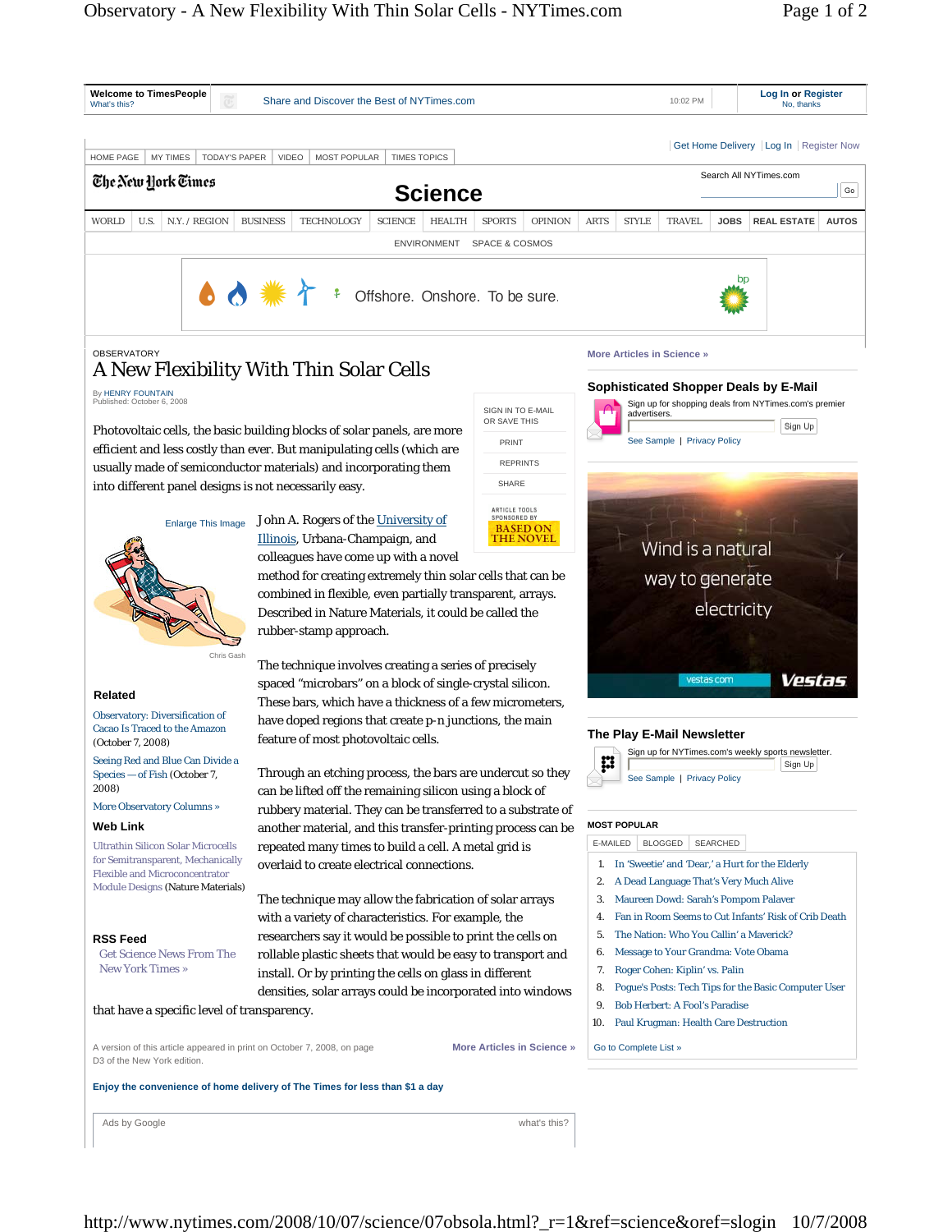OBSERVATORY

# A New Flexibility With Thin Solar Cells

By HENRY FOUNTAIN
Published: October 6, 2008

Photovoltaic cells, the basic building blocks of solar panels, are more efficient and less costly than ever. But manipulating cells (which are usually made of semiconductor materials) and incorporating them into different panel designs is not necessarily easy.

Enlarge This Image

Chris Gash

John A. Rogers of the University of Illinois, Urbana-Champaign, and colleagues have come up with a novel method for creating extremely thin solar cells that can be combined in flexible, even partially transparent, arrays. Described in Nature Materials, it could be called the rubber-stamp approach.

The technique involves creating a series of precisely spaced "microbars" on a block of single-crystal silicon. These bars, which have a thickness of a few micrometers, have doped regions that create p-n junctions, the main feature of most photovoltaic cells.

Through an etching process, the bars are undercut so they can be lifted off the remaining silicon using a block of rubbery material. They can be transferred to a substrate of another material, and this transfer-printing process can be repeated many times to build a cell. A metal grid is overlaid to create electrical connections.

The technique may allow the fabrication of solar arrays with a variety of characteristics. For example, the researchers say it would be possible to print the cells on rollable plastic sheets that would be easy to transport and install. Or by printing the cells on glass in different densities, solar arrays could be incorporated into windows that have a specific level of transparency.

A version of this article appeared in print on October 7, 2008, on page D3 of the New York edition.

### Related

Observatory: Diversification of Cacao Is Traced to the Amazon (October 7, 2008)

Seeing Red and Blue Can Divide a Species — of Fish (October 7, 2008)

More Observatory Columns »

### Web Link

Ultrathin Silicon Solar Microcells for Semitransparent, Mechanically Flexible and Microconcentrator Module Designs (Nature Materials)

### RSS Feed

Get Science News From The New York Times »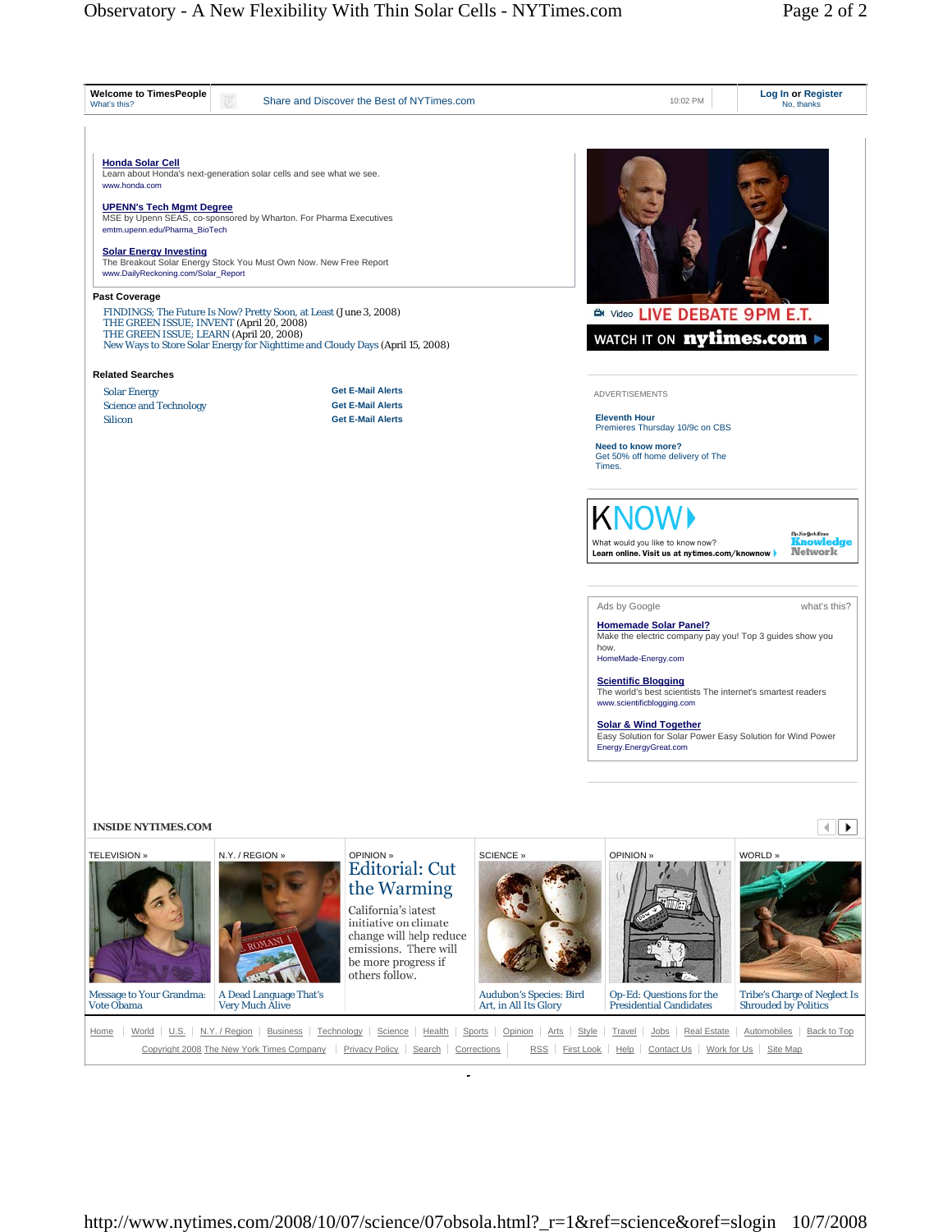Welcome to TimesPeople
What's this?

Share and Discover the Best of NYTimes.com

10:02 PM

Log In or Register
No, thanks

**Honda Solar Cell**
Learn about Honda's next-generation solar cells and see what we see.
www.honda.com

**UPENN's Tech Mgmt Degree**
MSE by Upenn SEAS, co-sponsored by Wharton. For Pharma Executives
emtm.upenn.edu/Pharma_BioTech

**Solar Energy Investing**
The Breakout Solar Energy Stock You Must Own Now. New Free Report
www.DailyReckoning.com/Solar_Report

### Past Coverage

- FINDINGS; The Future Is Now? Pretty Soon, at Least (June 3, 2008)
- THE GREEN ISSUE; INVENT (April 20, 2008)
- THE GREEN ISSUE; LEARN (April 20, 2008)
- New Ways to Store Solar Energy for Nighttime and Cloudy Days (April 15, 2008)

### Related Searches

| | |
|---|---|
| Solar Energy | Get E-Mail Alerts |
| Science and Technology | Get E-Mail Alerts |
| Silicon | Get E-Mail Alerts |

Video LIVE DEBATE 9PM E.T.
WATCH IT ON nytimes.com

ADVERTISEMENTS

**Eleventh Hour**
Premieres Thursday 10/9c on CBS

**Need to know more?**
Get 50% off home delivery of The Times.

KNOW NOW
What would you like to know now?
Learn online. Visit us at nytimes.com/knownow
The New York Times Knowledge Network

Ads by Google — what's this?

**Homemade Solar Panel?**
Make the electric company pay you! Top 3 guides show you how.
HomeMade-Energy.com

**Scientific Blogging**
The world's best scientists The internet's smartest readers
www.scientificblogging.com

**Solar & Wind Together**
Easy Solution for Solar Power Easy Solution for Wind Power
Energy.EnergyGreat.com

### INSIDE NYTIMES.COM

- TELEVISION » Message to Your Grandma: Vote Obama
- N.Y. / REGION » A Dead Language That's Very Much Alive
- OPINION » Editorial: Cut the Warming — California's latest initiative on climate change will help reduce emissions. There will be more progress if others follow.
- SCIENCE » Audubon's Species: Bird Art, in All Its Glory
- OPINION » Op-Ed: Questions for the Presidential Candidates
- WORLD » Tribe's Charge of Neglect Is Shrouded by Politics

Home | World | U.S. | N.Y. / Region | Business | Technology | Science | Health | Sports | Opinion | Arts | Style | Travel | Jobs | Real Estate | Automobiles | Back to Top

Copyright 2008 The New York Times Company | Privacy Policy | Search | Corrections | RSS | First Look | Help | Contact Us | Work for Us | Site Map